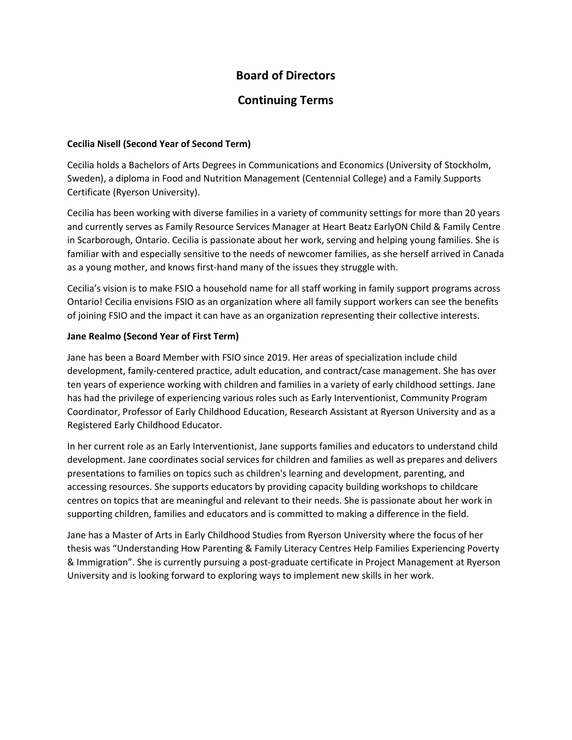# Board of Directors

## Continuing Terms

**Cecilia Nisell (Second Year of Second Term)**

Cecilia holds a Bachelors of Arts Degrees in Communications and Economics (University of Stockholm, Sweden), a diploma in Food and Nutrition Management (Centennial College) and a Family Supports Certificate (Ryerson University).

Cecilia has been working with diverse families in a variety of community settings for more than 20 years and currently serves as Family Resource Services Manager at Heart Beatz EarlyON Child & Family Centre in Scarborough, Ontario. Cecilia is passionate about her work, serving and helping young families. She is familiar with and especially sensitive to the needs of newcomer families, as she herself arrived in Canada as a young mother, and knows first-hand many of the issues they struggle with.

Cecilia's vision is to make FSIO a household name for all staff working in family support programs across Ontario! Cecilia envisions FSIO as an organization where all family support workers can see the benefits of joining FSIO and the impact it can have as an organization representing their collective interests.

**Jane Realmo (Second Year of First Term)**

Jane has been a Board Member with FSIO since 2019. Her areas of specialization include child development, family-centered practice, adult education, and contract/case management. She has over ten years of experience working with children and families in a variety of early childhood settings. Jane has had the privilege of experiencing various roles such as Early Interventionist, Community Program Coordinator, Professor of Early Childhood Education, Research Assistant at Ryerson University and as a Registered Early Childhood Educator.

In her current role as an Early Interventionist, Jane supports families and educators to understand child development. Jane coordinates social services for children and families as well as prepares and delivers presentations to families on topics such as children's learning and development, parenting, and accessing resources. She supports educators by providing capacity building workshops to childcare centres on topics that are meaningful and relevant to their needs. She is passionate about her work in supporting children, families and educators and is committed to making a difference in the field.

Jane has a Master of Arts in Early Childhood Studies from Ryerson University where the focus of her thesis was "Understanding How Parenting & Family Literacy Centres Help Families Experiencing Poverty & Immigration". She is currently pursuing a post-graduate certificate in Project Management at Ryerson University and is looking forward to exploring ways to implement new skills in her work.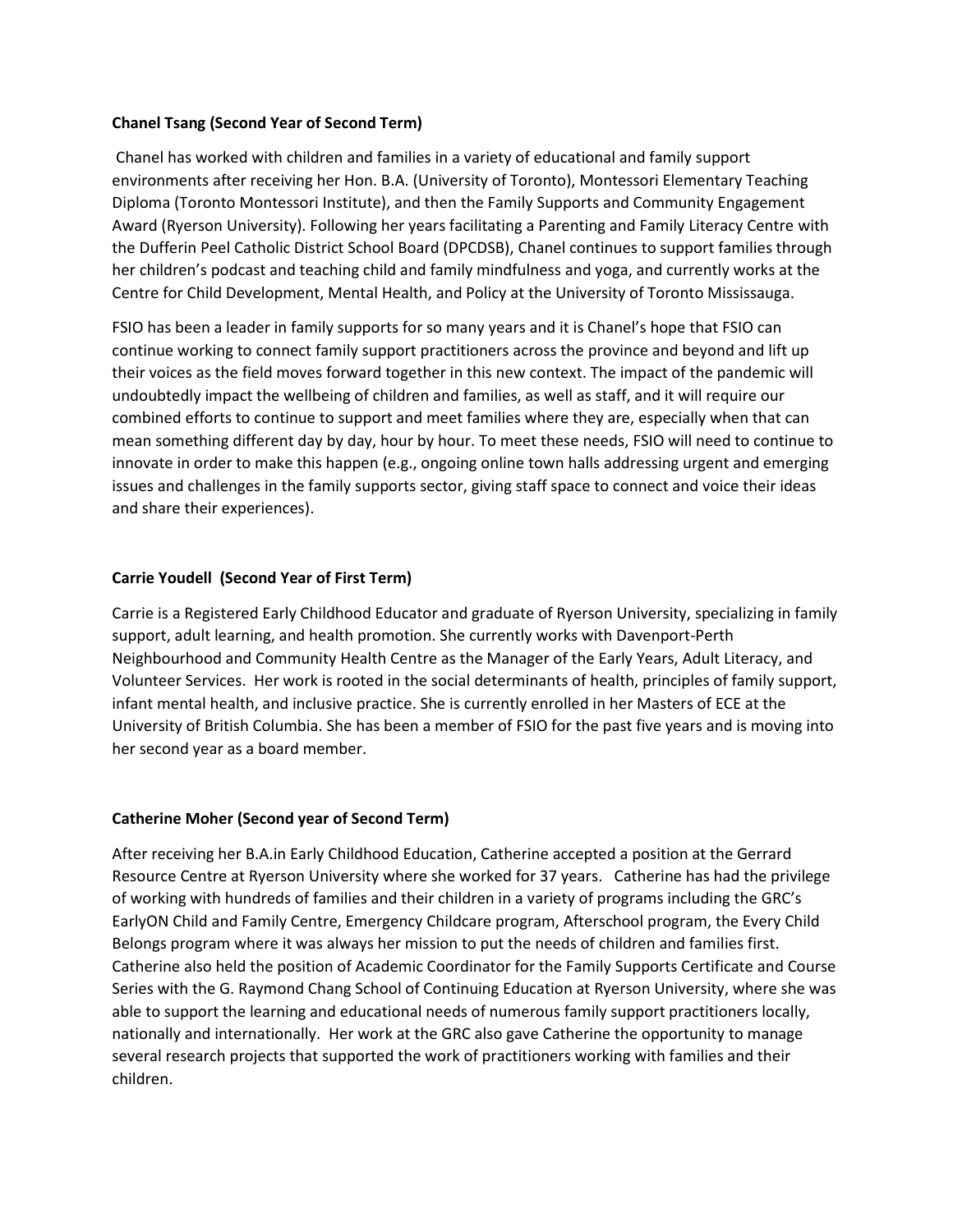**Chanel Tsang (Second Year of Second Term)**

Chanel has worked with children and families in a variety of educational and family support environments after receiving her Hon. B.A. (University of Toronto), Montessori Elementary Teaching Diploma (Toronto Montessori Institute), and then the Family Supports and Community Engagement Award (Ryerson University). Following her years facilitating a Parenting and Family Literacy Centre with the Dufferin Peel Catholic District School Board (DPCDSB), Chanel continues to support families through her children's podcast and teaching child and family mindfulness and yoga, and currently works at the Centre for Child Development, Mental Health, and Policy at the University of Toronto Mississauga.

FSIO has been a leader in family supports for so many years and it is Chanel's hope that FSIO can continue working to connect family support practitioners across the province and beyond and lift up their voices as the field moves forward together in this new context. The impact of the pandemic will undoubtedly impact the wellbeing of children and families, as well as staff, and it will require our combined efforts to continue to support and meet families where they are, especially when that can mean something different day by day, hour by hour. To meet these needs, FSIO will need to continue to innovate in order to make this happen (e.g., ongoing online town halls addressing urgent and emerging issues and challenges in the family supports sector, giving staff space to connect and voice their ideas and share their experiences).

**Carrie Youdell (Second Year of First Term)**

Carrie is a Registered Early Childhood Educator and graduate of Ryerson University, specializing in family support, adult learning, and health promotion. She currently works with Davenport-Perth Neighbourhood and Community Health Centre as the Manager of the Early Years, Adult Literacy, and Volunteer Services. Her work is rooted in the social determinants of health, principles of family support, infant mental health, and inclusive practice. She is currently enrolled in her Masters of ECE at the University of British Columbia. She has been a member of FSIO for the past five years and is moving into her second year as a board member.

**Catherine Moher (Second year of Second Term)**

After receiving her B.A.in Early Childhood Education, Catherine accepted a position at the Gerrard Resource Centre at Ryerson University where she worked for 37 years. Catherine has had the privilege of working with hundreds of families and their children in a variety of programs including the GRC's EarlyON Child and Family Centre, Emergency Childcare program, Afterschool program, the Every Child Belongs program where it was always her mission to put the needs of children and families first. Catherine also held the position of Academic Coordinator for the Family Supports Certificate and Course Series with the G. Raymond Chang School of Continuing Education at Ryerson University, where she was able to support the learning and educational needs of numerous family support practitioners locally, nationally and internationally. Her work at the GRC also gave Catherine the opportunity to manage several research projects that supported the work of practitioners working with families and their children.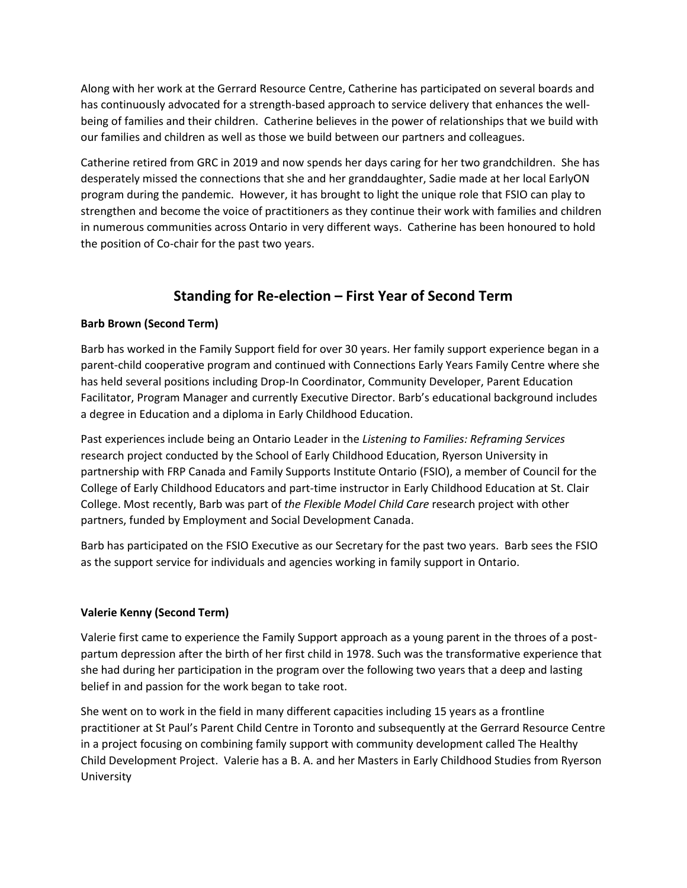Along with her work at the Gerrard Resource Centre, Catherine has participated on several boards and has continuously advocated for a strength-based approach to service delivery that enhances the well-being of families and their children. Catherine believes in the power of relationships that we build with our families and children as well as those we build between our partners and colleagues.

Catherine retired from GRC in 2019 and now spends her days caring for her two grandchildren. She has desperately missed the connections that she and her granddaughter, Sadie made at her local EarlyON program during the pandemic. However, it has brought to light the unique role that FSIO can play to strengthen and become the voice of practitioners as they continue their work with families and children in numerous communities across Ontario in very different ways. Catherine has been honoured to hold the position of Co-chair for the past two years.

## Standing for Re-election – First Year of Second Term

**Barb Brown (Second Term)**

Barb has worked in the Family Support field for over 30 years. Her family support experience began in a parent-child cooperative program and continued with Connections Early Years Family Centre where she has held several positions including Drop-In Coordinator, Community Developer, Parent Education Facilitator, Program Manager and currently Executive Director. Barb's educational background includes a degree in Education and a diploma in Early Childhood Education.

Past experiences include being an Ontario Leader in the *Listening to Families: Reframing Services* research project conducted by the School of Early Childhood Education, Ryerson University in partnership with FRP Canada and Family Supports Institute Ontario (FSIO), a member of Council for the College of Early Childhood Educators and part-time instructor in Early Childhood Education at St. Clair College. Most recently, Barb was part of *the Flexible Model Child Care* research project with other partners, funded by Employment and Social Development Canada.

Barb has participated on the FSIO Executive as our Secretary for the past two years. Barb sees the FSIO as the support service for individuals and agencies working in family support in Ontario.

**Valerie Kenny (Second Term)**

Valerie first came to experience the Family Support approach as a young parent in the throes of a post-partum depression after the birth of her first child in 1978. Such was the transformative experience that she had during her participation in the program over the following two years that a deep and lasting belief in and passion for the work began to take root.

She went on to work in the field in many different capacities including 15 years as a frontline practitioner at St Paul's Parent Child Centre in Toronto and subsequently at the Gerrard Resource Centre in a project focusing on combining family support with community development called The Healthy Child Development Project. Valerie has a B. A. and her Masters in Early Childhood Studies from Ryerson University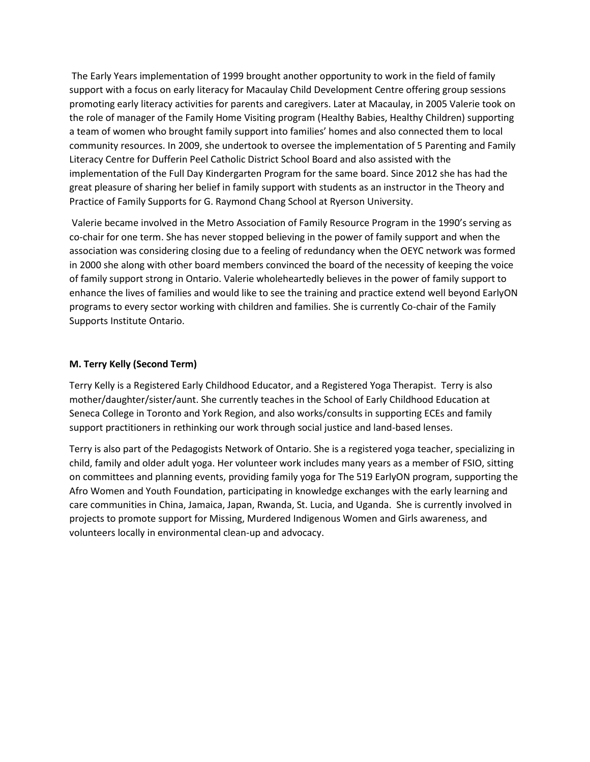The Early Years implementation of 1999 brought another opportunity to work in the field of family support with a focus on early literacy for Macaulay Child Development Centre offering group sessions promoting early literacy activities for parents and caregivers. Later at Macaulay, in 2005 Valerie took on the role of manager of the Family Home Visiting program (Healthy Babies, Healthy Children) supporting a team of women who brought family support into families' homes and also connected them to local community resources. In 2009, she undertook to oversee the implementation of 5 Parenting and Family Literacy Centre for Dufferin Peel Catholic District School Board and also assisted with the implementation of the Full Day Kindergarten Program for the same board. Since 2012 she has had the great pleasure of sharing her belief in family support with students as an instructor in the Theory and Practice of Family Supports for G. Raymond Chang School at Ryerson University.

Valerie became involved in the Metro Association of Family Resource Program in the 1990's serving as co-chair for one term. She has never stopped believing in the power of family support and when the association was considering closing due to a feeling of redundancy when the OEYC network was formed in 2000 she along with other board members convinced the board of the necessity of keeping the voice of family support strong in Ontario. Valerie wholeheartedly believes in the power of family support to enhance the lives of families and would like to see the training and practice extend well beyond EarlyON programs to every sector working with children and families. She is currently Co-chair of the Family Supports Institute Ontario.

**M. Terry Kelly (Second Term)**

Terry Kelly is a Registered Early Childhood Educator, and a Registered Yoga Therapist. Terry is also mother/daughter/sister/aunt. She currently teaches in the School of Early Childhood Education at Seneca College in Toronto and York Region, and also works/consults in supporting ECEs and family support practitioners in rethinking our work through social justice and land-based lenses.

Terry is also part of the Pedagogists Network of Ontario. She is a registered yoga teacher, specializing in child, family and older adult yoga. Her volunteer work includes many years as a member of FSIO, sitting on committees and planning events, providing family yoga for The 519 EarlyON program, supporting the Afro Women and Youth Foundation, participating in knowledge exchanges with the early learning and care communities in China, Jamaica, Japan, Rwanda, St. Lucia, and Uganda. She is currently involved in projects to promote support for Missing, Murdered Indigenous Women and Girls awareness, and volunteers locally in environmental clean-up and advocacy.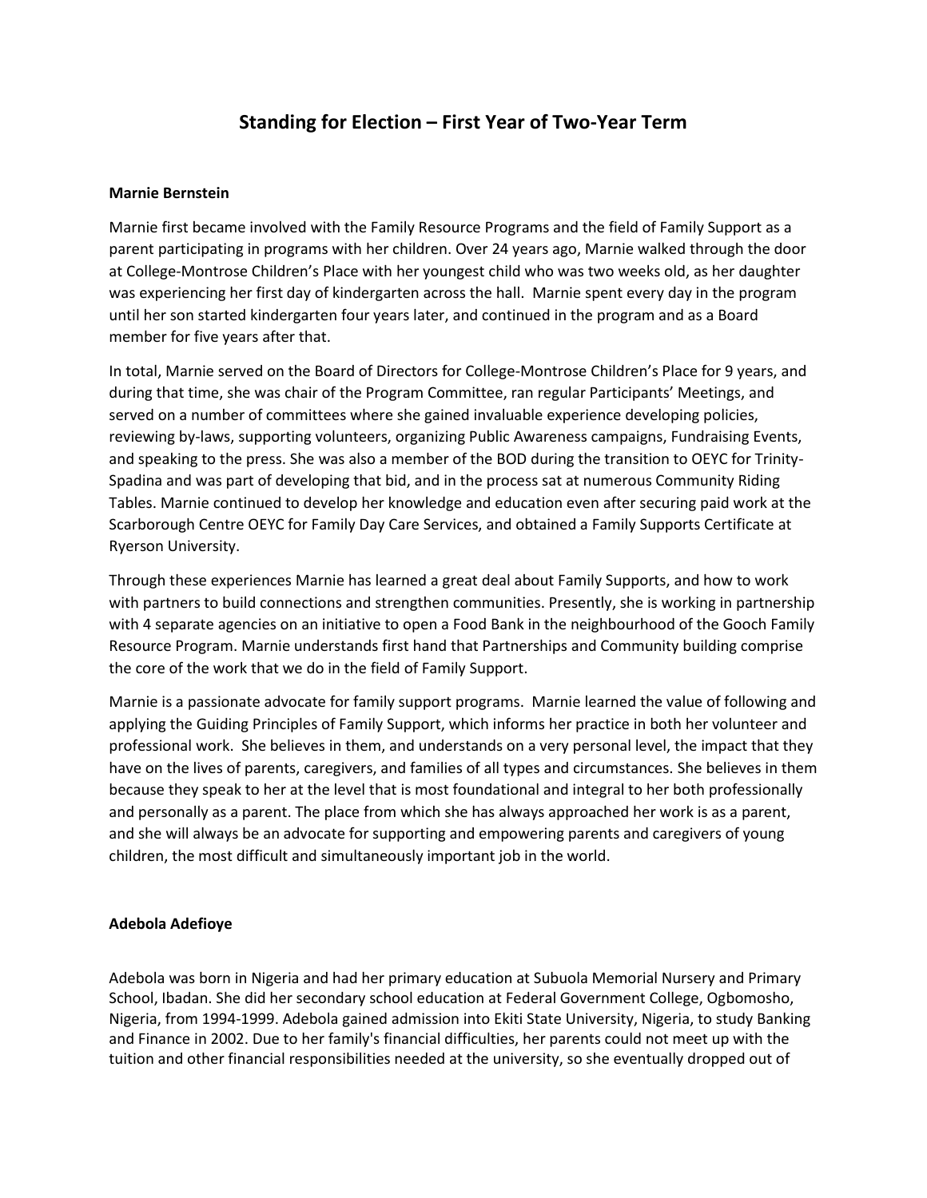# Standing for Election – First Year of Two-Year Term

**Marnie Bernstein**

Marnie first became involved with the Family Resource Programs and the field of Family Support as a parent participating in programs with her children. Over 24 years ago, Marnie walked through the door at College-Montrose Children's Place with her youngest child who was two weeks old, as her daughter was experiencing her first day of kindergarten across the hall. Marnie spent every day in the program until her son started kindergarten four years later, and continued in the program and as a Board member for five years after that.

In total, Marnie served on the Board of Directors for College-Montrose Children's Place for 9 years, and during that time, she was chair of the Program Committee, ran regular Participants' Meetings, and served on a number of committees where she gained invaluable experience developing policies, reviewing by-laws, supporting volunteers, organizing Public Awareness campaigns, Fundraising Events, and speaking to the press. She was also a member of the BOD during the transition to OEYC for Trinity-Spadina and was part of developing that bid, and in the process sat at numerous Community Riding Tables. Marnie continued to develop her knowledge and education even after securing paid work at the Scarborough Centre OEYC for Family Day Care Services, and obtained a Family Supports Certificate at Ryerson University.

Through these experiences Marnie has learned a great deal about Family Supports, and how to work with partners to build connections and strengthen communities. Presently, she is working in partnership with 4 separate agencies on an initiative to open a Food Bank in the neighbourhood of the Gooch Family Resource Program. Marnie understands first hand that Partnerships and Community building comprise the core of the work that we do in the field of Family Support.

Marnie is a passionate advocate for family support programs. Marnie learned the value of following and applying the Guiding Principles of Family Support, which informs her practice in both her volunteer and professional work. She believes in them, and understands on a very personal level, the impact that they have on the lives of parents, caregivers, and families of all types and circumstances. She believes in them because they speak to her at the level that is most foundational and integral to her both professionally and personally as a parent. The place from which she has always approached her work is as a parent, and she will always be an advocate for supporting and empowering parents and caregivers of young children, the most difficult and simultaneously important job in the world.

**Adebola Adefioye**

Adebola was born in Nigeria and had her primary education at Subuola Memorial Nursery and Primary School, Ibadan. She did her secondary school education at Federal Government College, Ogbomosho, Nigeria, from 1994-1999. Adebola gained admission into Ekiti State University, Nigeria, to study Banking and Finance in 2002. Due to her family's financial difficulties, her parents could not meet up with the tuition and other financial responsibilities needed at the university, so she eventually dropped out of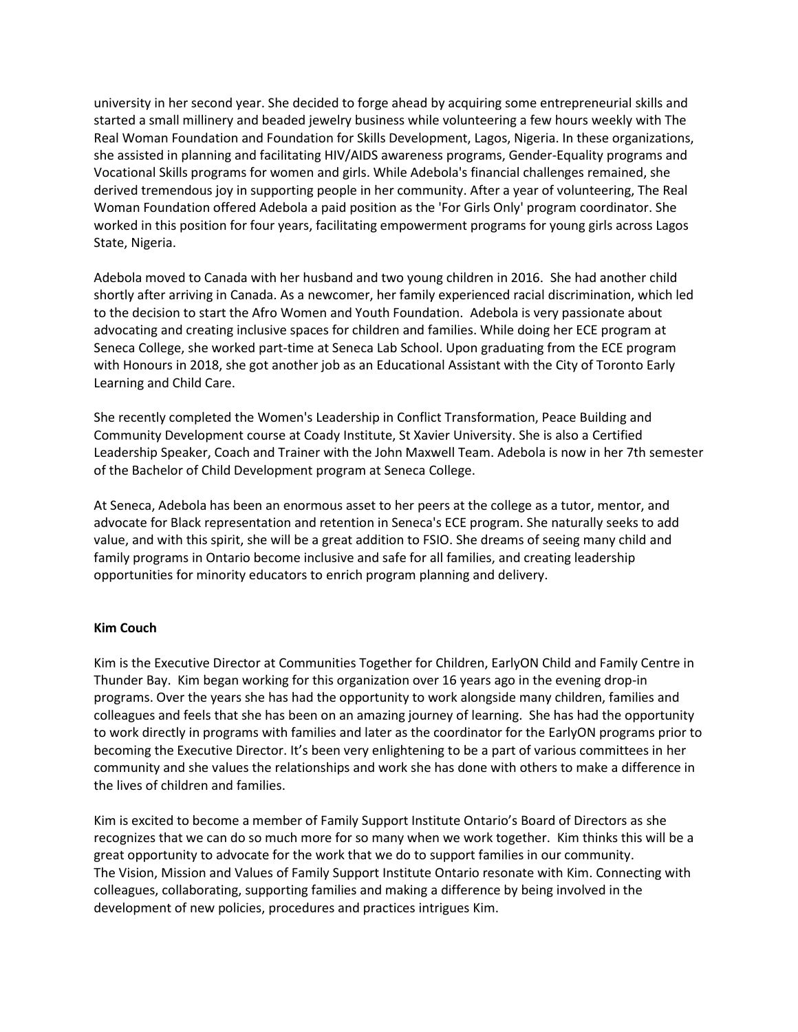university in her second year. She decided to forge ahead by acquiring some entrepreneurial skills and started a small millinery and beaded jewelry business while volunteering a few hours weekly with The Real Woman Foundation and Foundation for Skills Development, Lagos, Nigeria. In these organizations, she assisted in planning and facilitating HIV/AIDS awareness programs, Gender-Equality programs and Vocational Skills programs for women and girls. While Adebola's financial challenges remained, she derived tremendous joy in supporting people in her community. After a year of volunteering, The Real Woman Foundation offered Adebola a paid position as the 'For Girls Only' program coordinator. She worked in this position for four years, facilitating empowerment programs for young girls across Lagos State, Nigeria.

Adebola moved to Canada with her husband and two young children in 2016. She had another child shortly after arriving in Canada. As a newcomer, her family experienced racial discrimination, which led to the decision to start the Afro Women and Youth Foundation. Adebola is very passionate about advocating and creating inclusive spaces for children and families. While doing her ECE program at Seneca College, she worked part-time at Seneca Lab School. Upon graduating from the ECE program with Honours in 2018, she got another job as an Educational Assistant with the City of Toronto Early Learning and Child Care.

She recently completed the Women's Leadership in Conflict Transformation, Peace Building and Community Development course at Coady Institute, St Xavier University. She is also a Certified Leadership Speaker, Coach and Trainer with the John Maxwell Team. Adebola is now in her 7th semester of the Bachelor of Child Development program at Seneca College.

At Seneca, Adebola has been an enormous asset to her peers at the college as a tutor, mentor, and advocate for Black representation and retention in Seneca's ECE program. She naturally seeks to add value, and with this spirit, she will be a great addition to FSIO. She dreams of seeing many child and family programs in Ontario become inclusive and safe for all families, and creating leadership opportunities for minority educators to enrich program planning and delivery.

**Kim Couch**

Kim is the Executive Director at Communities Together for Children, EarlyON Child and Family Centre in Thunder Bay. Kim began working for this organization over 16 years ago in the evening drop-in programs. Over the years she has had the opportunity to work alongside many children, families and colleagues and feels that she has been on an amazing journey of learning. She has had the opportunity to work directly in programs with families and later as the coordinator for the EarlyON programs prior to becoming the Executive Director. It's been very enlightening to be a part of various committees in her community and she values the relationships and work she has done with others to make a difference in the lives of children and families.

Kim is excited to become a member of Family Support Institute Ontario's Board of Directors as she recognizes that we can do so much more for so many when we work together. Kim thinks this will be a great opportunity to advocate for the work that we do to support families in our community. The Vision, Mission and Values of Family Support Institute Ontario resonate with Kim. Connecting with colleagues, collaborating, supporting families and making a difference by being involved in the development of new policies, procedures and practices intrigues Kim.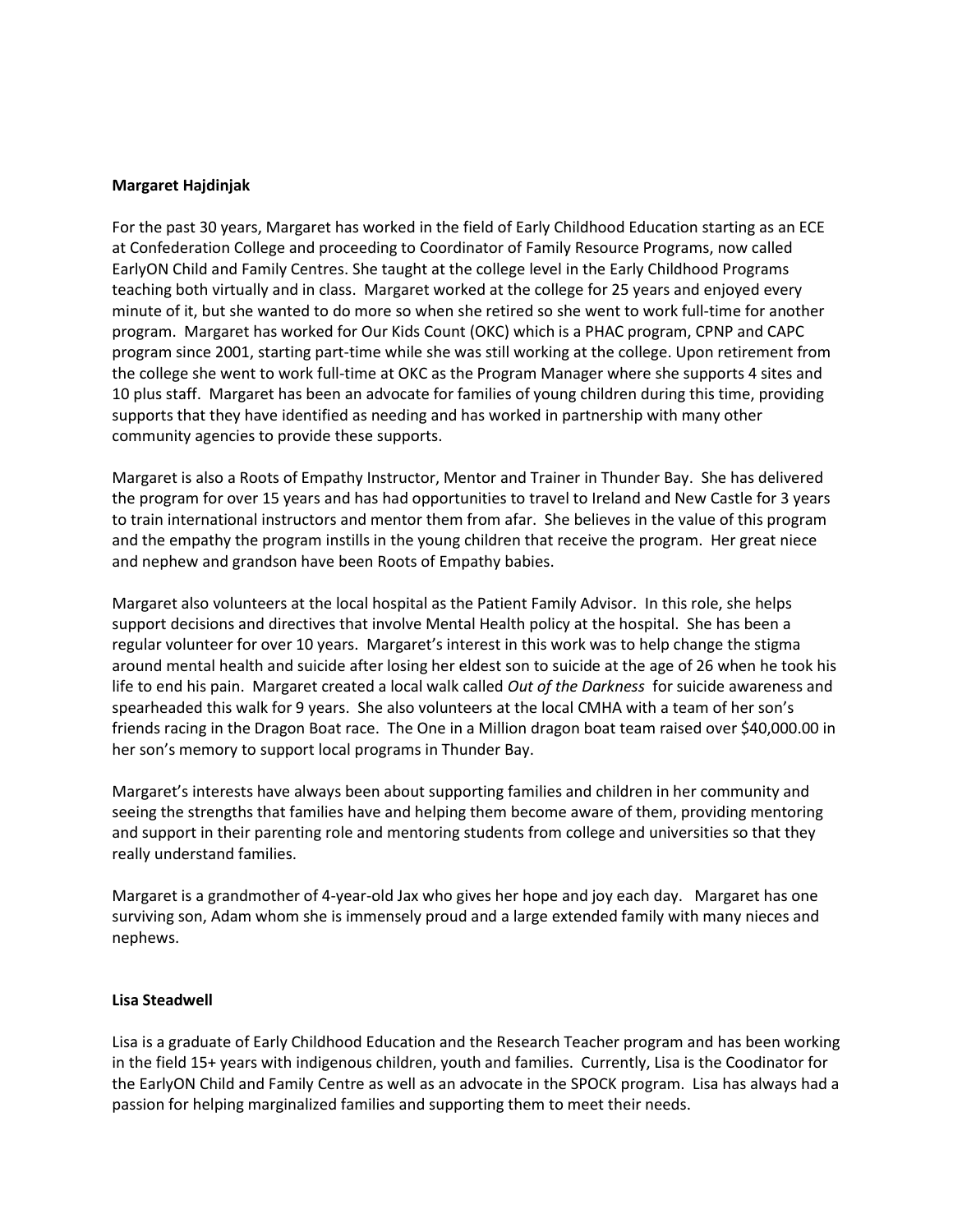**Margaret Hajdinjak**

For the past 30 years, Margaret has worked in the field of Early Childhood Education starting as an ECE at Confederation College and proceeding to Coordinator of Family Resource Programs, now called EarlyON Child and Family Centres. She taught at the college level in the Early Childhood Programs teaching both virtually and in class. Margaret worked at the college for 25 years and enjoyed every minute of it, but she wanted to do more so when she retired so she went to work full-time for another program. Margaret has worked for Our Kids Count (OKC) which is a PHAC program, CPNP and CAPC program since 2001, starting part-time while she was still working at the college. Upon retirement from the college she went to work full-time at OKC as the Program Manager where she supports 4 sites and 10 plus staff. Margaret has been an advocate for families of young children during this time, providing supports that they have identified as needing and has worked in partnership with many other community agencies to provide these supports.

Margaret is also a Roots of Empathy Instructor, Mentor and Trainer in Thunder Bay. She has delivered the program for over 15 years and has had opportunities to travel to Ireland and New Castle for 3 years to train international instructors and mentor them from afar. She believes in the value of this program and the empathy the program instills in the young children that receive the program. Her great niece and nephew and grandson have been Roots of Empathy babies.

Margaret also volunteers at the local hospital as the Patient Family Advisor. In this role, she helps support decisions and directives that involve Mental Health policy at the hospital. She has been a regular volunteer for over 10 years. Margaret's interest in this work was to help change the stigma around mental health and suicide after losing her eldest son to suicide at the age of 26 when he took his life to end his pain. Margaret created a local walk called *Out of the Darkness* for suicide awareness and spearheaded this walk for 9 years. She also volunteers at the local CMHA with a team of her son's friends racing in the Dragon Boat race. The One in a Million dragon boat team raised over $40,000.00 in her son's memory to support local programs in Thunder Bay.

Margaret's interests have always been about supporting families and children in her community and seeing the strengths that families have and helping them become aware of them, providing mentoring and support in their parenting role and mentoring students from college and universities so that they really understand families.

Margaret is a grandmother of 4-year-old Jax who gives her hope and joy each day. Margaret has one surviving son, Adam whom she is immensely proud and a large extended family with many nieces and nephews.

**Lisa Steadwell**

Lisa is a graduate of Early Childhood Education and the Research Teacher program and has been working in the field 15+ years with indigenous children, youth and families. Currently, Lisa is the Coodinator for the EarlyON Child and Family Centre as well as an advocate in the SPOCK program. Lisa has always had a passion for helping marginalized families and supporting them to meet their needs.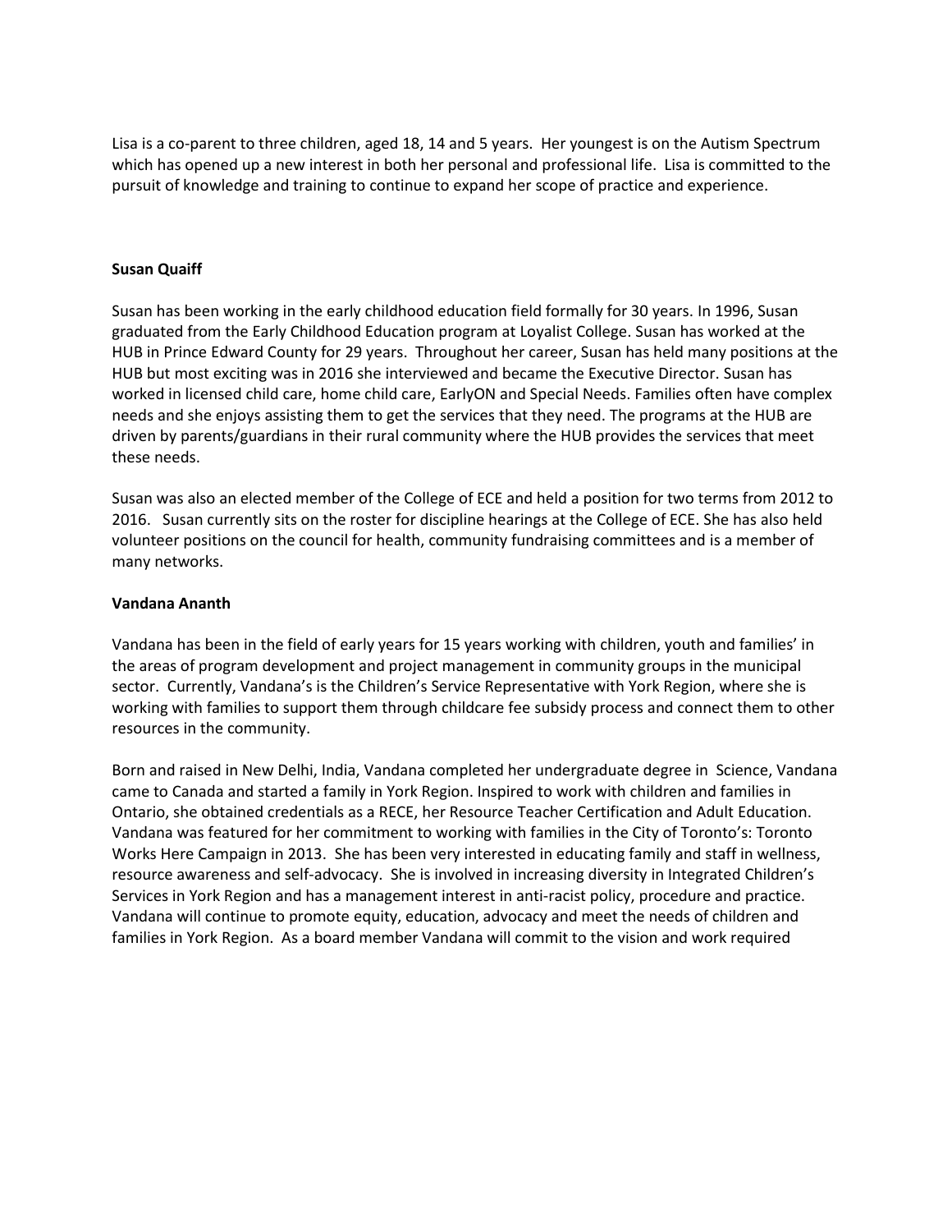Lisa is a co-parent to three children, aged 18, 14 and 5 years. Her youngest is on the Autism Spectrum which has opened up a new interest in both her personal and professional life. Lisa is committed to the pursuit of knowledge and training to continue to expand her scope of practice and experience.

**Susan Quaiff**

Susan has been working in the early childhood education field formally for 30 years. In 1996, Susan graduated from the Early Childhood Education program at Loyalist College. Susan has worked at the HUB in Prince Edward County for 29 years. Throughout her career, Susan has held many positions at the HUB but most exciting was in 2016 she interviewed and became the Executive Director. Susan has worked in licensed child care, home child care, EarlyON and Special Needs. Families often have complex needs and she enjoys assisting them to get the services that they need. The programs at the HUB are driven by parents/guardians in their rural community where the HUB provides the services that meet these needs.

Susan was also an elected member of the College of ECE and held a position for two terms from 2012 to 2016. Susan currently sits on the roster for discipline hearings at the College of ECE. She has also held volunteer positions on the council for health, community fundraising committees and is a member of many networks.

**Vandana Ananth**

Vandana has been in the field of early years for 15 years working with children, youth and families' in the areas of program development and project management in community groups in the municipal sector. Currently, Vandana's is the Children's Service Representative with York Region, where she is working with families to support them through childcare fee subsidy process and connect them to other resources in the community.

Born and raised in New Delhi, India, Vandana completed her undergraduate degree in Science, Vandana came to Canada and started a family in York Region. Inspired to work with children and families in Ontario, she obtained credentials as a RECE, her Resource Teacher Certification and Adult Education. Vandana was featured for her commitment to working with families in the City of Toronto's: Toronto Works Here Campaign in 2013. She has been very interested in educating family and staff in wellness, resource awareness and self-advocacy. She is involved in increasing diversity in Integrated Children's Services in York Region and has a management interest in anti-racist policy, procedure and practice. Vandana will continue to promote equity, education, advocacy and meet the needs of children and families in York Region. As a board member Vandana will commit to the vision and work required